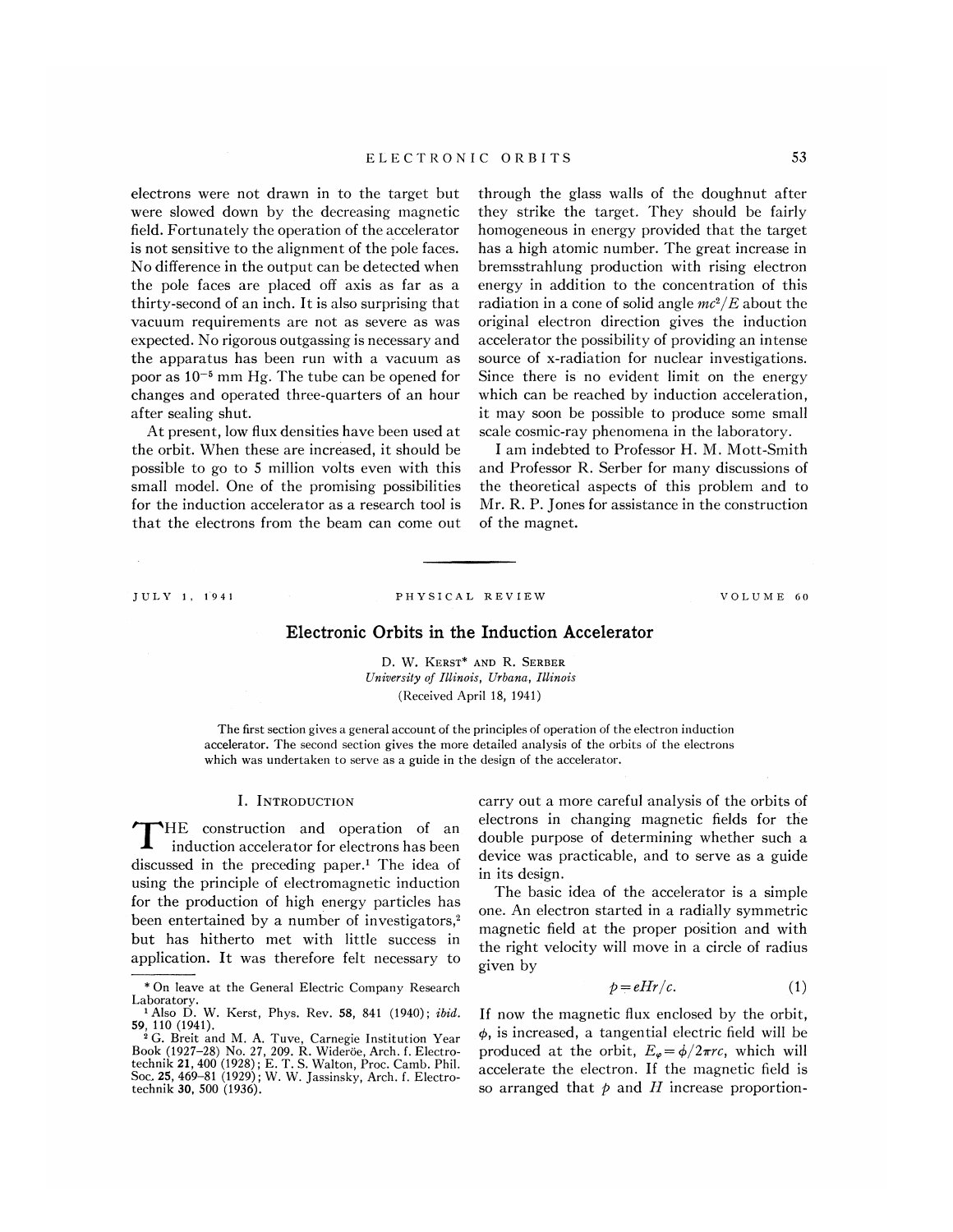electrons were not drawn in to the target but were slowed down by the decreasing magnetic field. Fortunately the operation of the accelerator is not sensitive to the alignment of the pole faces. No difference in the output can be detected when the pole faces are placed off axis as far as a thirty-second of an inch. It is also surprising that vacuum requirements are not as severe as was expected. No rigorous outgassing is necessary and the apparatus has been run with a vacuum as poor as $10^{-5}$ mm Hg. The tube can be opened for changes and operated three-quarters of an hour after sealing shut.

At present, low flux densities have been used at the orbit. When these are increased, it should be possible to go to 5 million volts even with this small model. One of the promising possibilities for the induction accelerator as a research tool is that the electrons from the beam can come out through the glass walls of the doughnut after they strike the target. They should be fairly homogeneous in energy provided that the target has a high atomic number. The great increase in bremsstrahlung production with rising electron energy in addition to the concentration of this radiation in a cone of solid angle $mc^2/E$ about the original electron direction gives the induction accelerator the possibility of providing an intense source of x-radiation for nuclear investigations. Since there is no evident limit on the energy which can be reached by induction acceleration, it may soon be possible to produce some small scale cosmic-ray phenomena in the laboratory.

I am indebted to Professor H. M. Mott-Smith and Professor R. Serber for many discussions of the theoretical aspects of this problem and to Mr. R. P. Jones for assistance in the construction of the magnet.

---

JULY 1, 1941 PHYSICAL REVIEW VOLUME 60

# Electronic Orbits in the Induction Accelerator

D. W. KERST* AND R. SERBER

*University of Illinois, Urbana, Illinois*

(Received April 18, 1941)

The first section gives a general account of the principles of operation of the electron induction accelerator. The second section gives the more detailed analysis of the orbits of the electrons which was undertaken to serve as a guide in the design of the accelerator.

## I. Introduction

The construction and operation of an induction accelerator for electrons has been discussed in the preceding paper.[1] The idea of using the principle of electromagnetic induction for the production of high energy particles has been entertained by a number of investigators,[2] but has hitherto met with little success in application. It was therefore felt necessary to carry out a more careful analysis of the orbits of electrons in changing magnetic fields for the double purpose of determining whether such a device was practicable, and to serve as a guide in its design.

The basic idea of the accelerator is a simple one. An electron started in a radially symmetric magnetic field at the proper position and with the right velocity will move in a circle of radius given by

$$p = eHr/c. \qquad (1)$$

If now the magnetic flux enclosed by the orbit, $\phi$, is increased, a tangential electric field will be produced at the orbit, $E_\varphi = \dot{\phi}/2\pi rc$, which will accelerate the electron. If the magnetic field is so arranged that $p$ and $H$ increase proportion-

---

\* On leave at the General Electric Company Research Laboratory.

[1] Also D. W. Kerst, Phys. Rev. **58**, 841 (1940); *ibid.* **59**, 110 (1941).

[2] G. Breit and M. A. Tuve, Carnegie Institution Year Book (1927–28) No. 27, 209. R. Wideröe, Arch. f. Elektrotechnik **21**, 400 (1928); E. T. S. Walton, Proc. Camb. Phil. Soc. **25**, 469–81 (1929); W. W. Jassinsky, Arch. f. Elektrotechnik **30**, 500 (1936).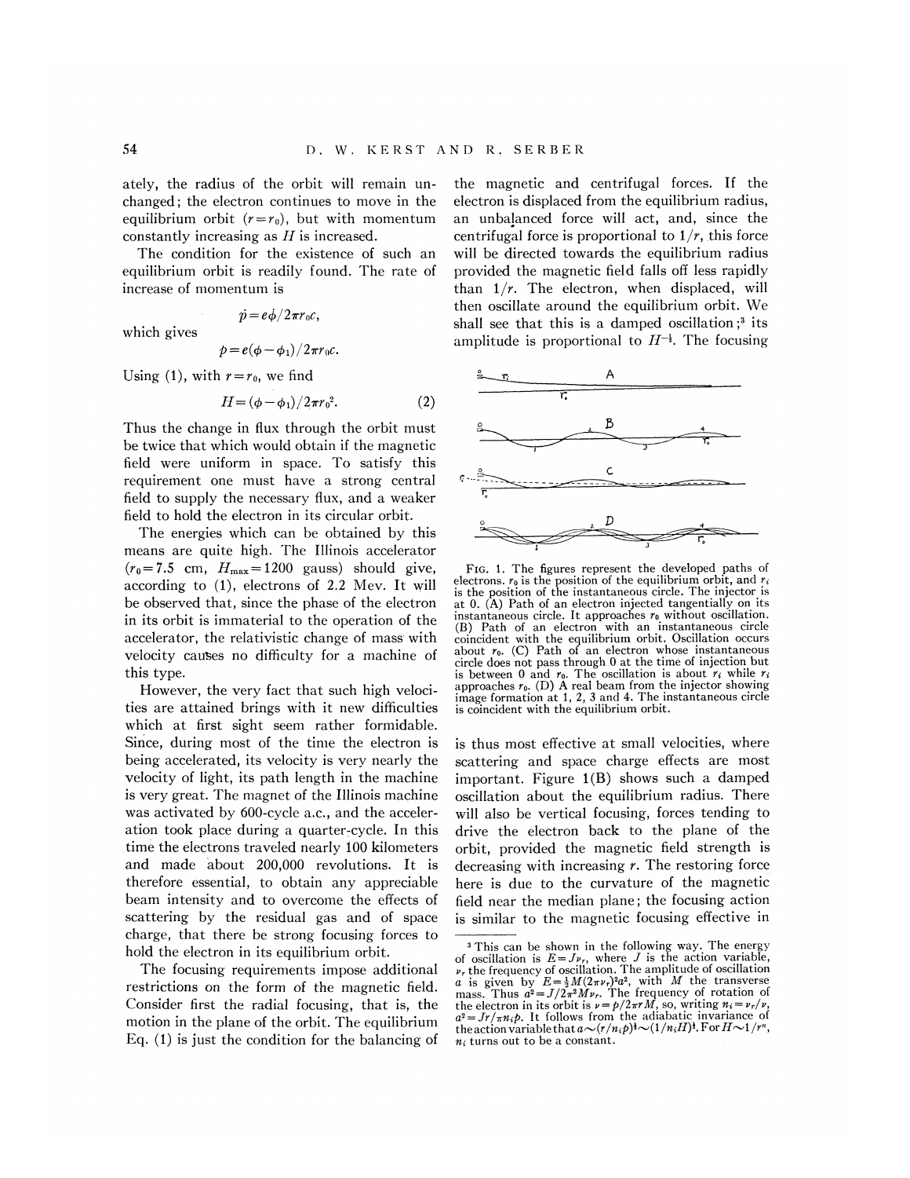ately, the radius of the orbit will remain unchanged; the electron continues to move in the equilibrium orbit ($r=r_0$), but with momentum constantly increasing as $H$ is increased.

The condition for the existence of such an equilibrium orbit is readily found. The rate of increase of momentum is

$$\dot{p}=e\dot{\phi}/2\pi r_0 c,$$

which gives

$$p=e(\phi-\phi_1)/2\pi r_0 c.$$

Using (1), with $r=r_0$, we find

$$H=(\phi-\phi_1)/2\pi r_0^2. \qquad (2)$$

Thus the change in flux through the orbit must be twice that which would obtain if the magnetic field were uniform in space. To satisfy this requirement one must have a strong central field to supply the necessary flux, and a weaker field to hold the electron in its circular orbit.

The energies which can be obtained by this means are quite high. The Illinois accelerator ($r_0=7.5$ cm, $H_{\max}=1200$ gauss) should give, according to (1), electrons of 2.2 Mev. It will be observed that, since the phase of the electron in its orbit is immaterial to the operation of the accelerator, the relativistic change of mass with velocity causes no difficulty for a machine of this type.

However, the very fact that such high velocities are attained brings with it new difficulties which at first sight seem rather formidable. Since, during most of the time the electron is being accelerated, its velocity is very nearly the velocity of light, its path length in the machine is very great. The magnet of the Illinois machine was activated by 600-cycle a.c., and the acceleration took place during a quarter-cycle. In this time the electrons traveled nearly 100 kilometers and made about 200,000 revolutions. It is therefore essential, to obtain any appreciable beam intensity and to overcome the effects of scattering by the residual gas and of space charge, that there be strong focusing forces to hold the electron in its equilibrium orbit.

The focusing requirements impose additional restrictions on the form of the magnetic field. Consider first the radial focusing, that is, the motion in the plane of the orbit. The equilibrium Eq. (1) is just the condition for the balancing of the magnetic and centrifugal forces. If the electron is displaced from the equilibrium radius, an unbalanced force will act, and, since the centrifugal force is proportional to $1/r$, this force will be directed towards the equilibrium radius provided the magnetic field falls off less rapidly than $1/r$. The electron, when displaced, will then oscillate around the equilibrium orbit. We shall see that this is a damped oscillation;[3] its amplitude is proportional to $H^{-\frac{1}{2}}$. The focusing is thus most effective at small velocities, where scattering and space charge effects are most important. Figure 1(B) shows such a damped oscillation about the equilibrium radius. There will also be vertical focusing, forces tending to drive the electron back to the plane of the orbit, provided the magnetic field strength is decreasing with increasing $r$. The restoring force here is due to the curvature of the magnetic field near the median plane; the focusing action is similar to the magnetic focusing effective in

FIG. 1. The figures represent the developed paths of electrons. $r_0$ is the position of the equilibrium orbit, and $r_i$ is the position of the instantaneous circle. The injector is at 0. (A) Path of an electron injected tangentially on its instantaneous circle. It approaches $r_0$ without oscillation. (B) Path of an electron with an instantaneous circle coincident with the equilibrium orbit. Oscillation occurs about $r_0$. (C) Path of an electron whose instantaneous circle does not pass through 0 at the time of injection but is between 0 and $r_0$. The oscillation is about $r_i$ while $r_i$ approaches $r_0$. (D) A real beam from the injector showing image formation at 1, 2, 3 and 4. The instantaneous circle is coincident with the equilibrium orbit.

[3] This can be shown in the following way. The energy of oscillation is $E=J\nu_r$, where $J$ is the action variable, $\nu_r$ the frequency of oscillation. The amplitude of oscillation $a$ is given by $E=\frac{1}{2}M(2\pi\nu_r)^2a^2$, with $M$ the transverse mass. Thus $a^2=J/2\pi^2M\nu_r$. The frequency of rotation of the electron in its orbit is $\nu=p/2\pi rM$, so, writing $n_i=\nu_r/\nu$, $a^2=Jr/\pi n_i p$. It follows from the adiabatic invariance of the action variable that $a\sim(r/n_i p)^{\frac{1}{2}}\sim(1/n_i H)^{\frac{1}{2}}$. For $H\sim 1/r^n$, $n_i$ turns out to be a constant.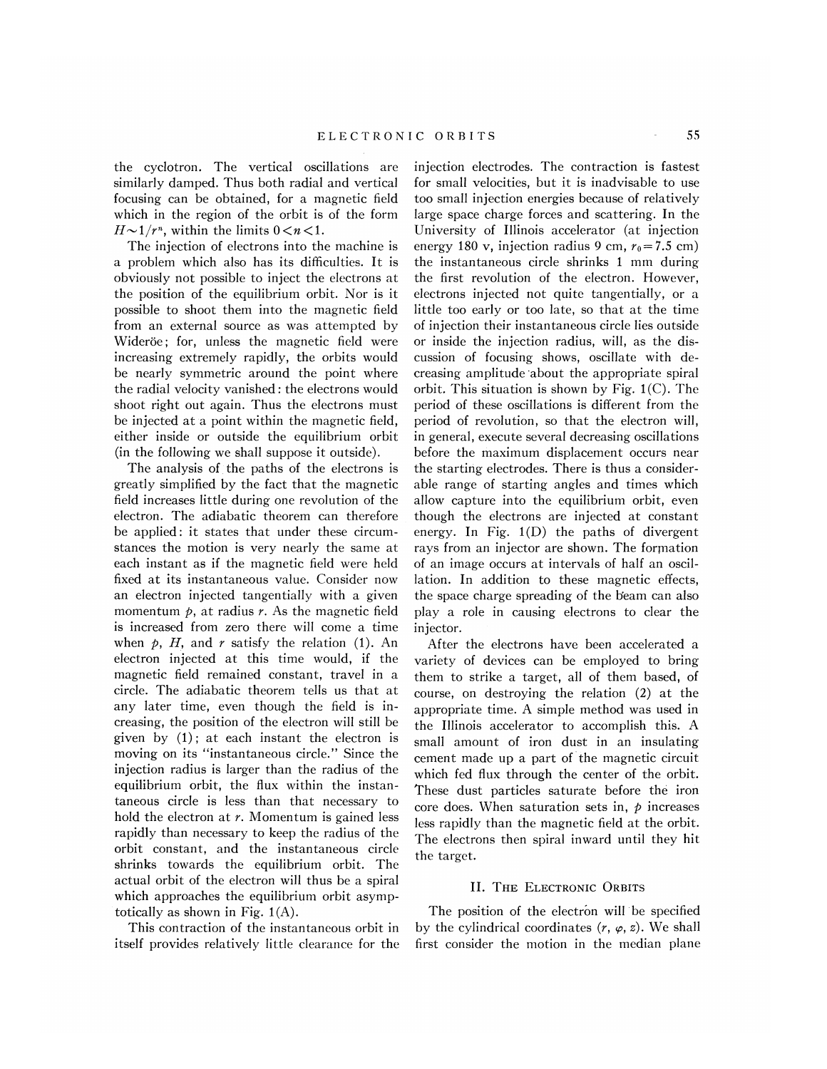the cyclotron. The vertical oscillations are similarly damped. Thus both radial and vertical focusing can be obtained, for a magnetic field which in the region of the orbit is of the form $H \sim 1/r^n$, within the limits $0 < n < 1$.

The injection of electrons into the machine is a problem which also has its difficulties. It is obviously not possible to inject the electrons at the position of the equilibrium orbit. Nor is it possible to shoot them into the magnetic field from an external source as was attempted by Wideröe; for, unless the magnetic field were increasing extremely rapidly, the orbits would be nearly symmetric around the point where the radial velocity vanished: the electrons would shoot right out again. Thus the electrons must be injected at a point within the magnetic field, either inside or outside the equilibrium orbit (in the following we shall suppose it outside).

The analysis of the paths of the electrons is greatly simplified by the fact that the magnetic field increases little during one revolution of the electron. The adiabatic theorem can therefore be applied: it states that under these circumstances the motion is very nearly the same at each instant as if the magnetic field were held fixed at its instantaneous value. Consider now an electron injected tangentially with a given momentum $p$, at radius $r$. As the magnetic field is increased from zero there will come a time when $p$, $H$, and $r$ satisfy the relation (1). An electron injected at this time would, if the magnetic field remained constant, travel in a circle. The adiabatic theorem tells us that at any later time, even though the field is increasing, the position of the electron will still be given by (1); at each instant the electron is moving on its "instantaneous circle." Since the injection radius is larger than the radius of the equilibrium orbit, the flux within the instantaneous circle is less than that necessary to hold the electron at $r$. Momentum is gained less rapidly than necessary to keep the radius of the orbit constant, and the instantaneous circle shrinks towards the equilibrium orbit. The actual orbit of the electron will thus be a spiral which approaches the equilibrium orbit asymptotically as shown in Fig. 1(A).

This contraction of the instantaneous orbit in itself provides relatively little clearance for the injection electrodes. The contraction is fastest for small velocities, but it is inadvisable to use too small injection energies because of relatively large space charge forces and scattering. In the University of Illinois accelerator (at injection energy 180 v, injection radius 9 cm, $r_0 = 7.5$ cm) the instantaneous circle shrinks 1 mm during the first revolution of the electron. However, electrons injected not quite tangentially, or a little too early or too late, so that at the time of injection their instantaneous circle lies outside or inside the injection radius, will, as the discussion of focusing shows, oscillate with decreasing amplitude about the appropriate spiral orbit. This situation is shown by Fig. 1(C). The period of these oscillations is different from the period of revolution, so that the electron will, in general, execute several decreasing oscillations before the maximum displacement occurs near the starting electrodes. There is thus a considerable range of starting angles and times which allow capture into the equilibrium orbit, even though the electrons are injected at constant energy. In Fig. 1(D) the paths of divergent rays from an injector are shown. The formation of an image occurs at intervals of half an oscillation. In addition to these magnetic effects, the space charge spreading of the beam can also play a role in causing electrons to clear the injector.

After the electrons have been accelerated a variety of devices can be employed to bring them to strike a target, all of them based, of course, on destroying the relation (2) at the appropriate time. A simple method was used in the Illinois accelerator to accomplish this. A small amount of iron dust in an insulating cement made up a part of the magnetic circuit which fed flux through the center of the orbit. These dust particles saturate before the iron core does. When saturation sets in, $p$ increases less rapidly than the magnetic field at the orbit. The electrons then spiral inward until they hit the target.

## II. The Electronic Orbits

The position of the electron will be specified by the cylindrical coordinates $(r, \varphi, z)$. We shall first consider the motion in the median plane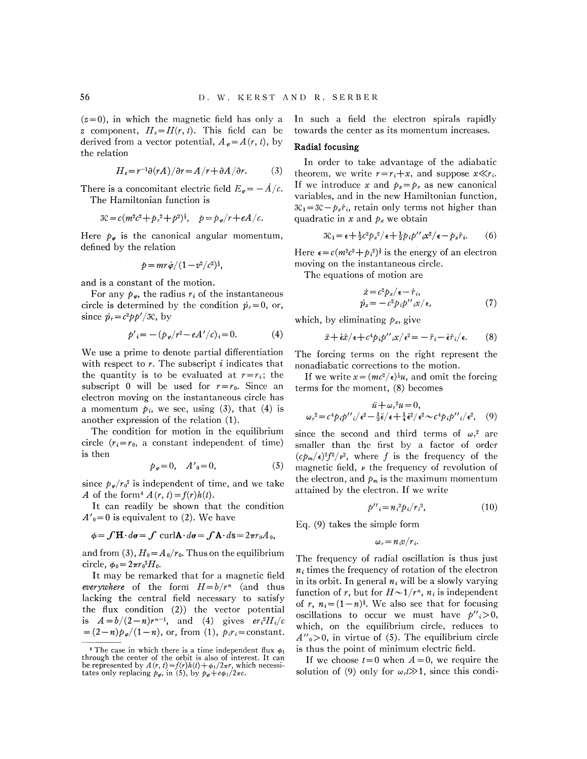($z=0$), in which the magnetic field has only a $z$ component, $H_z = H(r,t)$. This field can be derived from a vector potential, $A_\varphi = A(r,t)$, by the relation

$$H_z = r^{-1}\partial(rA)/\partial r = A/r + \partial A/\partial r. \quad (3)$$

There is a concomitant electric field $E_\varphi = -\dot{A}/c$. The Hamiltonian function is

$$\mathcal{H} = c(m^2c^2 + p_r^2 + p^2)^{\frac{1}{2}}, \quad p = p_\varphi/r + eA/c.$$

Here $p_\varphi$ is the canonical angular momentum, defined by the relation

$$p = mr\dot{\varphi}/(1 - v^2/c^2)^{\frac{1}{2}},$$

and is a constant of the motion.

For any $p_\varphi$, the radius $r_i$ of the instantaneous circle is determined by the condition $\dot{p}_r = 0$, or, since $\dot{p}_r = c^2pp'/\mathcal{H}$, by

$$p'_i = -(p_\varphi/r^2 - eA'/c)_i = 0. \quad (4)$$

We use a prime to denote partial differentiation with respect to $r$. The subscript $i$ indicates that the quantity is to be evaluated at $r = r_i$; the subscript 0 will be used for $r = r_0$. Since an electron moving on the instantaneous circle has a momentum $p_i$, we see, using (3), that (4) is another expression of the relation (1).

The condition for motion in the equilibrium circle ($r_i = r_0$, a constant independent of time) is then

$$p_\varphi = 0, \quad A'_0 = 0, \quad (5)$$

since $p_\varphi/r_0^2$ is independent of time, and we take $A$ of the form[4] $A(r,t) = f(r)h(t)$.

It can readily be shown that the condition $A'_0 = 0$ is equivalent to (2). We have

$$\phi = \int \mathbf{H}\cdot d\boldsymbol{\sigma} = \int \text{curl}\mathbf{A}\cdot d\boldsymbol{\sigma} = \int \mathbf{A}\cdot d\mathbf{s} = 2\pi r_0 A_0,$$

and from (3), $H_0 = A_0/r_0$. Thus on the equilibrium circle, $\phi_0 = 2\pi r_0^2 H_0$.

It may be remarked that for a magnetic field *everywhere* of the form $H = b/r^n$ (and thus lacking the central field necessary to satisfy the flux condition (2)) the vector potential is $A = b/(2-n)r^{n-1}$, and (4) gives $er_i^2H_i/c = (2-n)p_\varphi/(1-n)$, or, from (1), $p_ir_i = \text{constant}$. In such a field the electron spirals rapidly towards the center as its momentum increases.

## Radial focusing

In order to take advantage of the adiabatic theorem, we write $r = r_i + x$, and suppose $x \ll r_i$. If we introduce $x$ and $p_x = p_r$ as new canonical variables, and in the new Hamiltonian function, $\mathcal{H}_1 = \mathcal{H} - p_x\dot{r}_i$, retain only terms not higher than quadratic in $x$ and $p_x$ we obtain

$$\mathcal{H}_1 = \epsilon + \tfrac{1}{2}c^2p_x^2/\epsilon + \tfrac{1}{2}p_ip''_ix^2/\epsilon - p_x\dot{r}_i. \quad (6)$$

Here $\epsilon = c(m^2c^2 + p_i^2)^{\frac{1}{2}}$ is the energy of an electron moving on the instantaneous circle.

The equations of motion are

$$\dot{x} = c^2p_x/\epsilon - \dot{r}_i,$$
$$\dot{p}_x = -c^2p_ip''_ix/\epsilon, \quad (7)$$

which, by eliminating $p_x$, give

$$\ddot{x} + \dot{\epsilon}\dot{x}/\epsilon + c^4p_ip''_ix/\epsilon^2 = -\ddot{r}_i - \dot{\epsilon}\dot{r}_i/\epsilon. \quad (8)$$

The forcing terms on the right represent the nonadiabatic corrections to the motion.

If we write $x = (mc^2/\epsilon)^{\frac{1}{2}}u$, and omit the forcing terms for the moment, (8) becomes

$$\ddot{u} + \omega_r^2 u = 0,$$
$$\omega_r^2 = c^4p_ip''_i/\epsilon^2 - \tfrac{1}{2}\ddot{\epsilon}/\epsilon + \tfrac{1}{4}\dot{\epsilon}^2/\epsilon^2 \sim c^4p_ip''_i/\epsilon^2, \quad (9)$$

since the second and third terms of $\omega_r^2$ are smaller than the first by a factor of order $(cp_m/\epsilon)^2f^2/\nu^2$, where $f$ is the frequency of the magnetic field, $\nu$ the frequency of revolution of the electron, and $p_m$ is the maximum momentum attained by the electron. If we write

$$p''_i = n_i^2p_i/r_i^2, \quad (10)$$

Eq. (9) takes the simple form

$$\omega_r = n_iv/r_i.$$

The frequency of radial oscillation is thus just $n_i$ times the frequency of rotation of the electron in its orbit. In general $n_i$ will be a slowly varying function of $r$, but for $H \sim 1/r^n$, $n_i$ is independent of $r$, $n_i = (1-n)^{\frac{1}{2}}$. We also see that for focusing oscillations to occur we must have $p''_i > 0$, which, on the equilibrium circle, reduces to $A''_0 > 0$, in virtue of (5). The equilibrium circle is thus the point of minimum electric field.

If we choose $t = 0$ when $A = 0$, we require the solution of (9) only for $\omega_r t \gg 1$, since this condi-

---

[4] The case in which there is a time independent flux $\phi_1$ through the center of the orbit is also of interest. It can be represented by $A(r,t) = f(r)h(t) + \phi_1/2\pi r$, which necessitates only replacing $p_\varphi$, in (5), by $p_\varphi + e\phi_1/2\pi c$.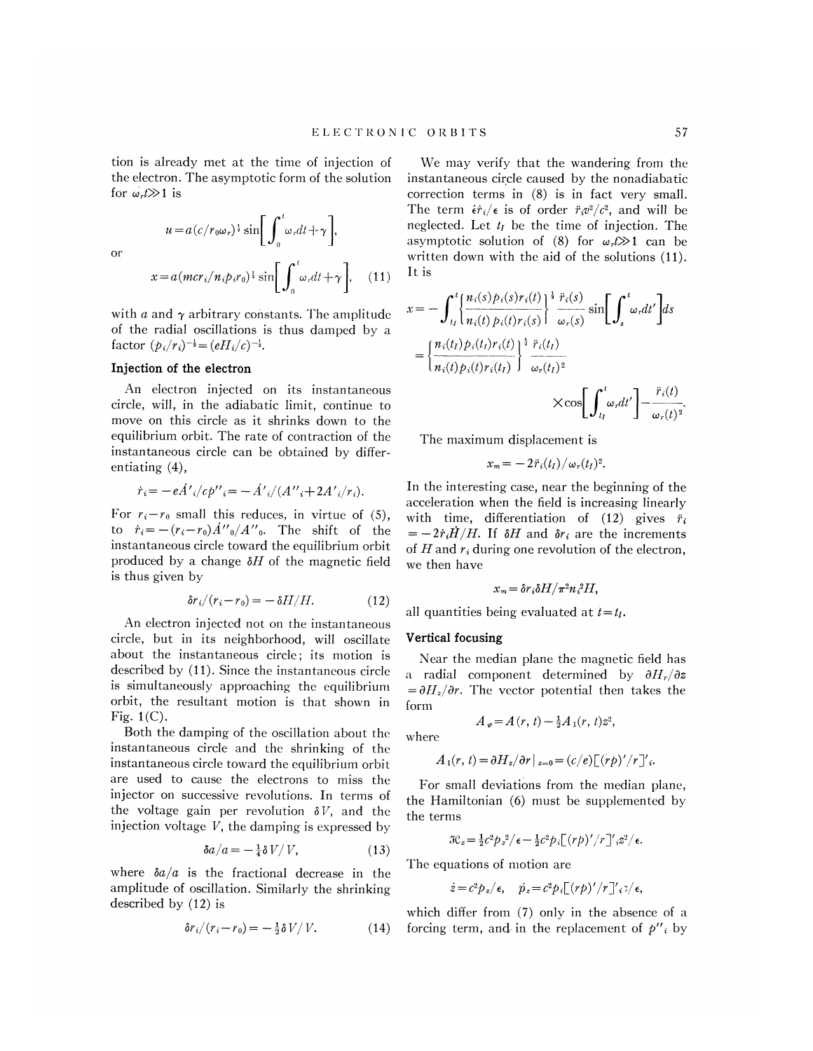tion is already met at the time of injection of the electron. The asymptotic form of the solution for $\omega_r t \gg 1$ is

$$u = a(c/r_0\omega_r)^{\frac{1}{2}} \sin\left[\int_0^t \omega_r dt + \gamma\right],$$

or

$$x = a(mcr_i/n_i p_i r_0)^{\frac{1}{2}} \sin\left[\int_0^t \omega_r dt + \gamma\right], \quad (11)$$

with $a$ and $\gamma$ arbitrary constants. The amplitude of the radial oscillations is thus damped by a factor $(p_i/r_i)^{-\frac{1}{2}} = (eH_i/c)^{-\frac{1}{2}}$.

### Injection of the electron

An electron injected on its instantaneous circle, will, in the adiabatic limit, continue to move on this circle as it shrinks down to the equilibrium orbit. The rate of contraction of the instantaneous circle can be obtained by differentiating (4),

$$\dot{r}_i = -e\dot{A}'_i/cp''_i = -\dot{A}'_i/(A''_i + 2A'_i/r_i).$$

For $r_i - r_0$ small this reduces, in virtue of (5), to $\dot{r}_i = -(r_i - r_0)\dot{A}''_0/A''_0$. The shift of the instantaneous circle toward the equilibrium orbit produced by a change $\delta H$ of the magnetic field is thus given by

$$\delta r_i/(r_i - r_0) = -\delta H/H. \quad (12)$$

An electron injected not on the instantaneous circle, but in its neighborhood, will oscillate about the instantaneous circle; its motion is described by (11). Since the instantaneous circle is simultaneously approaching the equilibrium orbit, the resultant motion is that shown in Fig. 1(C).

Both the damping of the oscillation about the instantaneous circle and the shrinking of the instantaneous circle toward the equilibrium orbit are used to cause the electrons to miss the injector on successive revolutions. In terms of the voltage gain per revolution $\delta V$, and the injection voltage $V$, the damping is expressed by

$$\delta a/a = -\tfrac{1}{4}\delta V/V, \quad (13)$$

where $\delta a/a$ is the fractional decrease in the amplitude of oscillation. Similarly the shrinking described by (12) is

$$\delta r_i/(r_i - r_0) = -\tfrac{1}{2}\delta V/V. \quad (14)$$

We may verify that the wandering from the instantaneous circle caused by the nonadiabatic correction terms in (8) is in fact very small. The term $\epsilon \dot{r}_i/\epsilon$ is of order $\ddot{r}_i v^2/c^2$, and will be neglected. Let $t_I$ be the time of injection. The asymptotic solution of (8) for $\omega_r t \gg 1$ can be written down with the aid of the solutions (11). It is

$$x = -\int_{t_I}^{t}\left\{\frac{n_i(s)p_i(s)r_i(t)}{n_i(t)p_i(t)r_i(s)}\right\}^{\frac{1}{2}} \frac{\ddot{r}_i(s)}{\omega_r(s)} \sin\left[\int_s^t \omega_r dt'\right] ds$$

$$= \left\{\frac{n_i(t_I)p_i(t_I)r_i(t)}{n_i(t)p_i(t)r_i(t_I)}\right\}^{\frac{1}{2}} \frac{\ddot{r}_i(t_I)}{\omega_r(t_I)^2} \times \cos\left[\int_{t_I}^t \omega_r dt'\right] - \frac{\ddot{r}_i(t)}{\omega_r(t)^2}.$$

The maximum displacement is

$$x_m = -2\ddot{r}_i(t_I)/\omega_r(t_I)^2.$$

In the interesting case, near the beginning of the acceleration when the field is increasing linearly with time, differentiation of (12) gives $\ddot{r}_i = -2\dot{r}_i\dot{H}/H$. If $\delta H$ and $\delta r_i$ are the increments of $H$ and $r_i$ during one revolution of the electron, we then have

$$x_m = \delta r_i \delta H/\pi^2 n_i^2 H,$$

all quantities being evaluated at $t = t_I$.

### Vertical focusing

Near the median plane the magnetic field has a radial component determined by $\partial H_r/\partial z = \partial H_z/\partial r$. The vector potential then takes the form

$$A_\varphi = A(r, t) - \tfrac{1}{2}A_1(r, t)z^2,$$

where

$$A_1(r, t) = \partial H_z/\partial r\,|_{z=0} = (c/e)[(rp)'/r]'_i.$$

For small deviations from the median plane, the Hamiltonian (6) must be supplemented by the terms

$$\mathcal{H}_z = \tfrac{1}{2}c^2 p_z^2/\epsilon - \tfrac{1}{2}c^2 p_i[(rp)'/r]'_i z^2/\epsilon.$$

The equations of motion are

$$\dot{z} = c^2 p_z/\epsilon, \quad \dot{p}_z = c^2 p_i[(rp)'/r]'_i z/\epsilon,$$

which differ from (7) only in the absence of a forcing term, and in the replacement of $p''_i$ by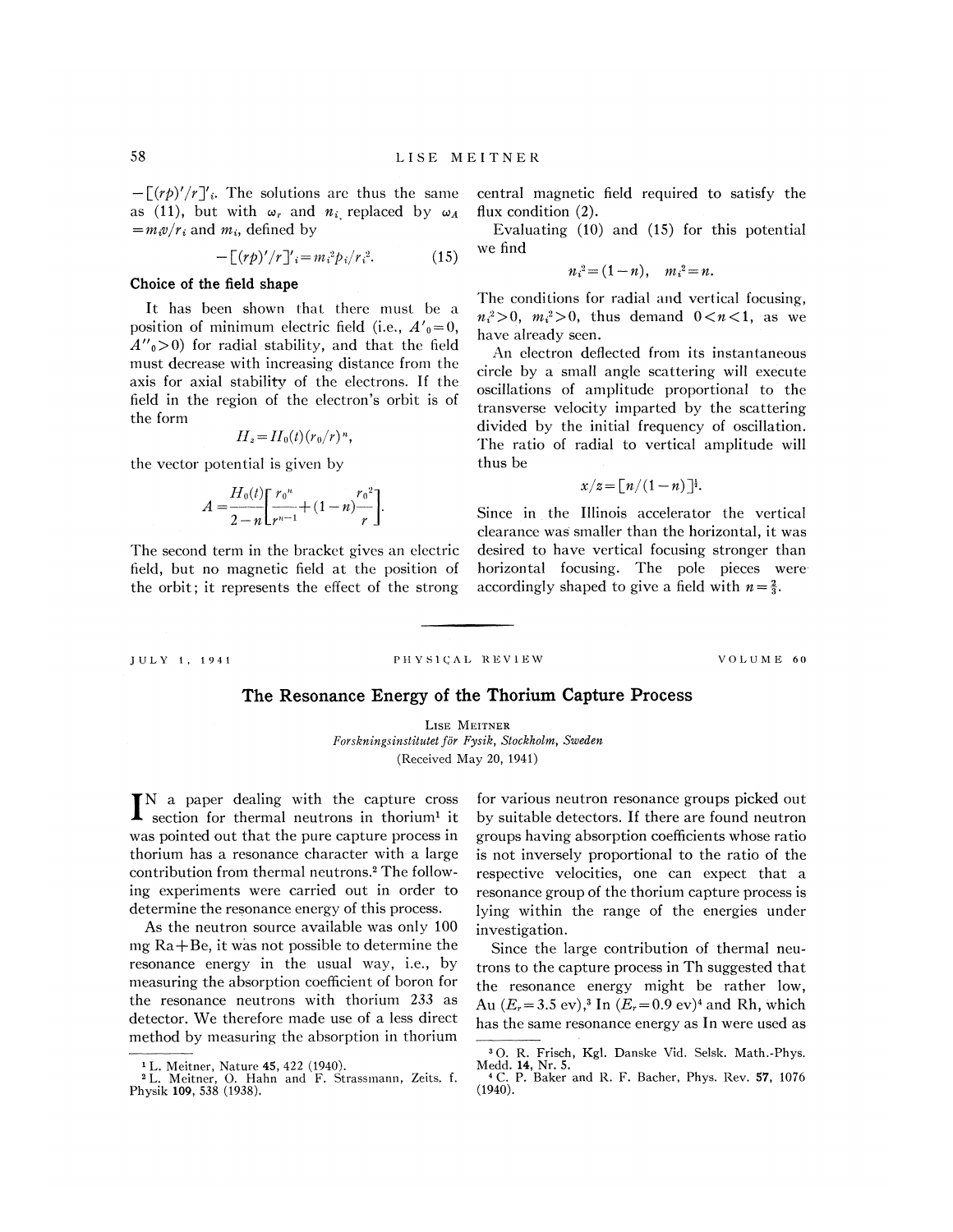$-[(rp)'/r]'_i$. The solutions are thus the same as (11), but with $\omega_r$ and $n_i$ replaced by $\omega_A = m_i v/r_i$ and $m_i$, defined by

$$-[(rp)'/r]'_i = m_i^2 p_i / r_i^2. \tag{15}$$

### Choice of the field shape

It has been shown that there must be a position of minimum electric field (i.e., $A'_0 = 0$, $A''_0 > 0$) for radial stability, and that the field must decrease with increasing distance from the axis for axial stability of the electrons. If the field in the region of the electron's orbit is of the form

$$H_z = H_0(t)(r_0/r)^n,$$

the vector potential is given by

$$A = \frac{H_0(t)}{2-n}\left[\frac{r_0^n}{r^{n-1}} + (1-n)\frac{r_0^2}{r}\right].$$

The second term in the bracket gives an electric field, but no magnetic field at the position of the orbit; it represents the effect of the strong central magnetic field required to satisfy the flux condition (2).

Evaluating (10) and (15) for this potential we find

$$n_i^2 = (1-n), \quad m_i^2 = n.$$

The conditions for radial and vertical focusing, $n_i^2 > 0$, $m_i^2 > 0$, thus demand $0 < n < 1$, as we have already seen.

An electron deflected from its instantaneous circle by a small angle scattering will execute oscillations of amplitude proportional to the transverse velocity imparted by the scattering divided by the initial frequency of oscillation. The ratio of radial to vertical amplitude will thus be

$$x/z = [n/(1-n)]^{\frac{1}{4}}.$$

Since in the Illinois accelerator the vertical clearance was smaller than the horizontal, it was desired to have vertical focusing stronger than horizontal focusing. The pole pieces were accordingly shaped to give a field with $n = \frac{2}{3}$.

---

JULY 1, 1941 PHYSICAL REVIEW VOLUME 60

# The Resonance Energy of the Thorium Capture Process

LISE MEITNER

*Forskningsinstitutet för Fysik, Stockholm, Sweden*

(Received May 20, 1941)

IN a paper dealing with the capture cross section for thermal neutrons in thorium[1] it was pointed out that the pure capture process in thorium has a resonance character with a large contribution from thermal neutrons.[2] The following experiments were carried out in order to determine the resonance energy of this process.

As the neutron source available was only 100 mg Ra+Be, it was not possible to determine the resonance energy in the usual way, i.e., by measuring the absorption coefficient of boron for the resonance neutrons with thorium 233 as detector. We therefore made use of a less direct method by measuring the absorption in thorium for various neutron resonance groups picked out by suitable detectors. If there are found neutron groups having absorption coefficients whose ratio is not inversely proportional to the ratio of the respective velocities, one can expect that a resonance group of the thorium capture process is lying within the range of the energies under investigation.

Since the large contribution of thermal neutrons to the capture process in Th suggested that the resonance energy might be rather low, Au ($E_r = 3.5$ ev),[3] In ($E_r = 0.9$ ev)[4] and Rh, which has the same resonance energy as In were used as

---

[1] L. Meitner, Nature **45**, 422 (1940).

[2] L. Meitner, O. Hahn and F. Strassmann, Zeits. f. Physik **109**, 538 (1938).

[3] O. R. Frisch, Kgl. Danske Vid. Selsk. Math.-Phys. Medd. **14**, Nr. 5.

[4] C. P. Baker and R. F. Bacher, Phys. Rev. **57**, 1076 (1940).